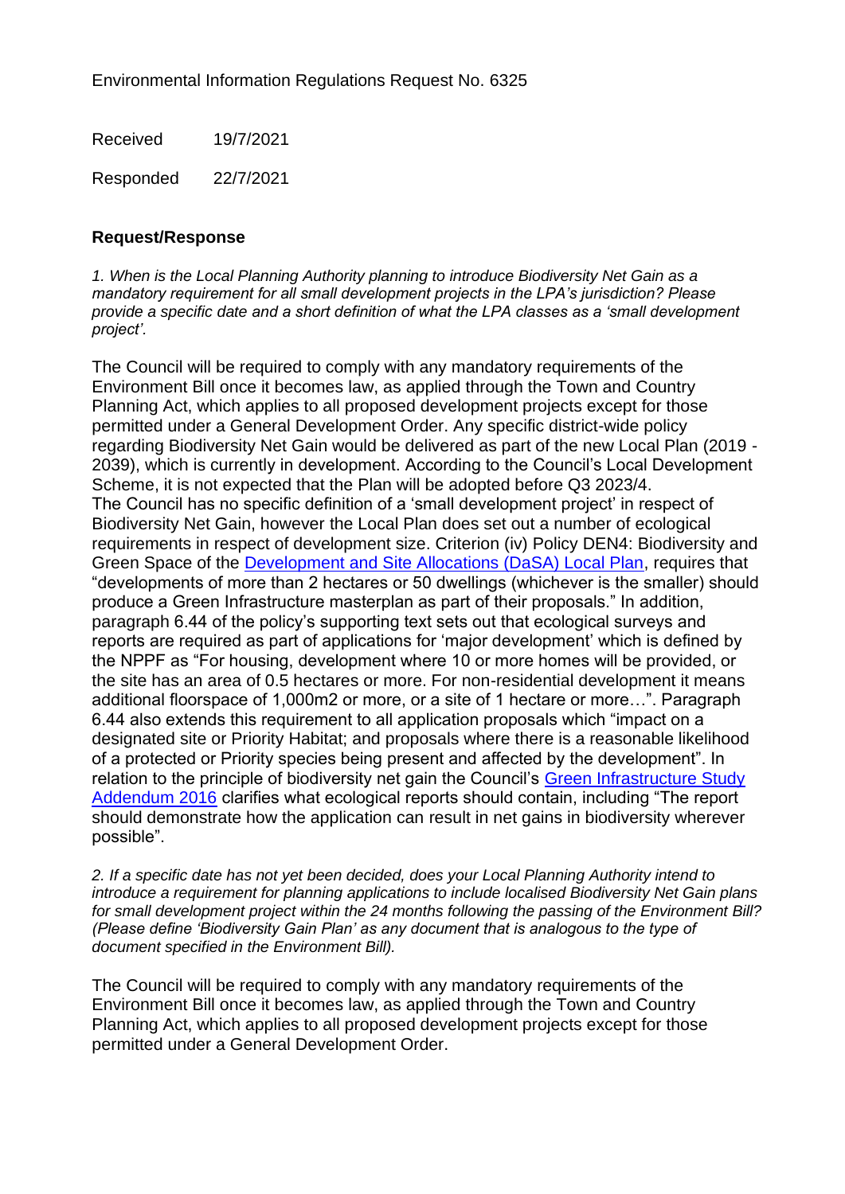Environmental Information Regulations Request No. 6325

Received 19/7/2021

Responded 22/7/2021

**Request/Response**

*1. When is the Local Planning Authority planning to introduce Biodiversity Net Gain as a mandatory requirement for all small development projects in the LPA's jurisdiction? Please provide a specific date and a short definition of what the LPA classes as a 'small development project'.*

The Council will be required to comply with any mandatory requirements of the Environment Bill once it becomes law, as applied through the Town and Country Planning Act, which applies to all proposed development projects except for those permitted under a General Development Order. Any specific district-wide policy regarding Biodiversity Net Gain would be delivered as part of the new Local Plan (2019 - 2039), which is currently in development. According to the Council's Local Development Scheme, it is not expected that the Plan will be adopted before Q3 2023/4.
The Council has no specific definition of a 'small development project' in respect of Biodiversity Net Gain, however the Local Plan does set out a number of ecological requirements in respect of development size. Criterion (iv) Policy DEN4: Biodiversity and Green Space of the Development and Site Allocations (DaSA) Local Plan, requires that "developments of more than 2 hectares or 50 dwellings (whichever is the smaller) should produce a Green Infrastructure masterplan as part of their proposals." In addition, paragraph 6.44 of the policy's supporting text sets out that ecological surveys and reports are required as part of applications for 'major development' which is defined by the NPPF as "For housing, development where 10 or more homes will be provided, or the site has an area of 0.5 hectares or more. For non-residential development it means additional floorspace of 1,000m2 or more, or a site of 1 hectare or more…". Paragraph 6.44 also extends this requirement to all application proposals which "impact on a designated site or Priority Habitat; and proposals where there is a reasonable likelihood of a protected or Priority species being present and affected by the development". In relation to the principle of biodiversity net gain the Council's Green Infrastructure Study Addendum 2016 clarifies what ecological reports should contain, including "The report should demonstrate how the application can result in net gains in biodiversity wherever possible".

*2. If a specific date has not yet been decided, does your Local Planning Authority intend to introduce a requirement for planning applications to include localised Biodiversity Net Gain plans for small development project within the 24 months following the passing of the Environment Bill? (Please define 'Biodiversity Gain Plan' as any document that is analogous to the type of document specified in the Environment Bill).*

The Council will be required to comply with any mandatory requirements of the Environment Bill once it becomes law, as applied through the Town and Country Planning Act, which applies to all proposed development projects except for those permitted under a General Development Order.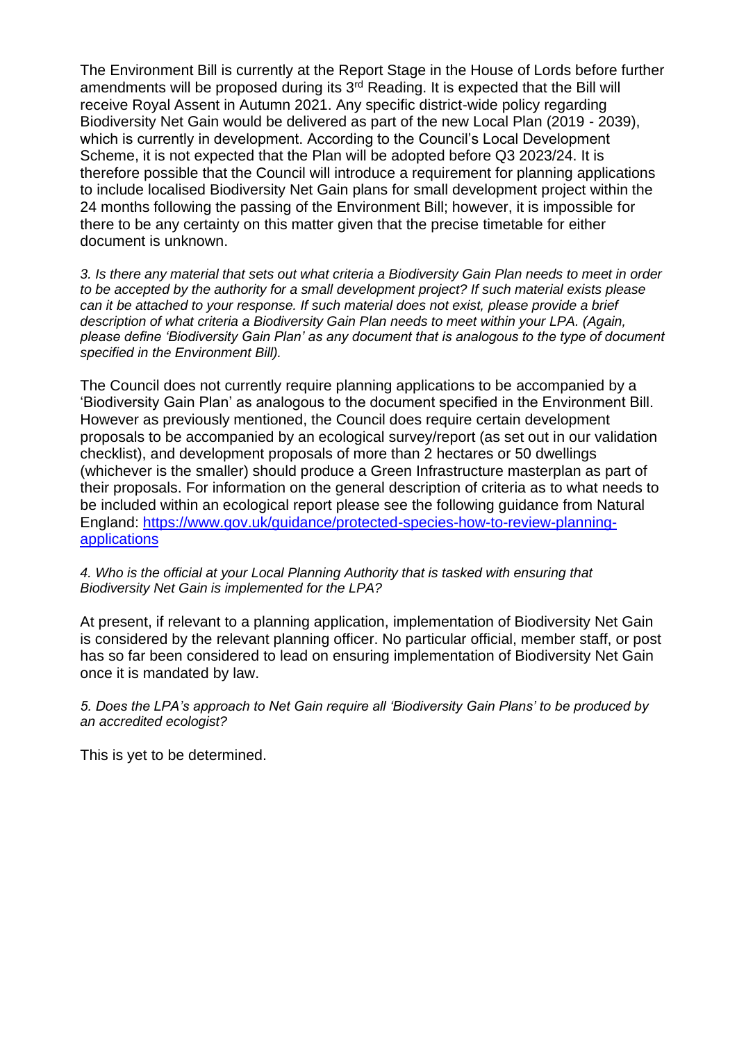The Environment Bill is currently at the Report Stage in the House of Lords before further amendments will be proposed during its 3rd Reading. It is expected that the Bill will receive Royal Assent in Autumn 2021. Any specific district-wide policy regarding Biodiversity Net Gain would be delivered as part of the new Local Plan (2019 - 2039), which is currently in development. According to the Council's Local Development Scheme, it is not expected that the Plan will be adopted before Q3 2023/24. It is therefore possible that the Council will introduce a requirement for planning applications to include localised Biodiversity Net Gain plans for small development project within the 24 months following the passing of the Environment Bill; however, it is impossible for there to be any certainty on this matter given that the precise timetable for either document is unknown.

*3. Is there any material that sets out what criteria a Biodiversity Gain Plan needs to meet in order to be accepted by the authority for a small development project? If such material exists please can it be attached to your response. If such material does not exist, please provide a brief description of what criteria a Biodiversity Gain Plan needs to meet within your LPA. (Again, please define 'Biodiversity Gain Plan' as any document that is analogous to the type of document specified in the Environment Bill).*

The Council does not currently require planning applications to be accompanied by a 'Biodiversity Gain Plan' as analogous to the document specified in the Environment Bill. However as previously mentioned, the Council does require certain development proposals to be accompanied by an ecological survey/report (as set out in our validation checklist), and development proposals of more than 2 hectares or 50 dwellings (whichever is the smaller) should produce a Green Infrastructure masterplan as part of their proposals. For information on the general description of criteria as to what needs to be included within an ecological report please see the following guidance from Natural England: [https://www.gov.uk/guidance/protected-species-how-to-review-planning-applications](https://www.gov.uk/guidance/protected-species-how-to-review-planning-applications)

*4. Who is the official at your Local Planning Authority that is tasked with ensuring that Biodiversity Net Gain is implemented for the LPA?*

At present, if relevant to a planning application, implementation of Biodiversity Net Gain is considered by the relevant planning officer. No particular official, member staff, or post has so far been considered to lead on ensuring implementation of Biodiversity Net Gain once it is mandated by law.

*5. Does the LPA's approach to Net Gain require all 'Biodiversity Gain Plans' to be produced by an accredited ecologist?*

This is yet to be determined.